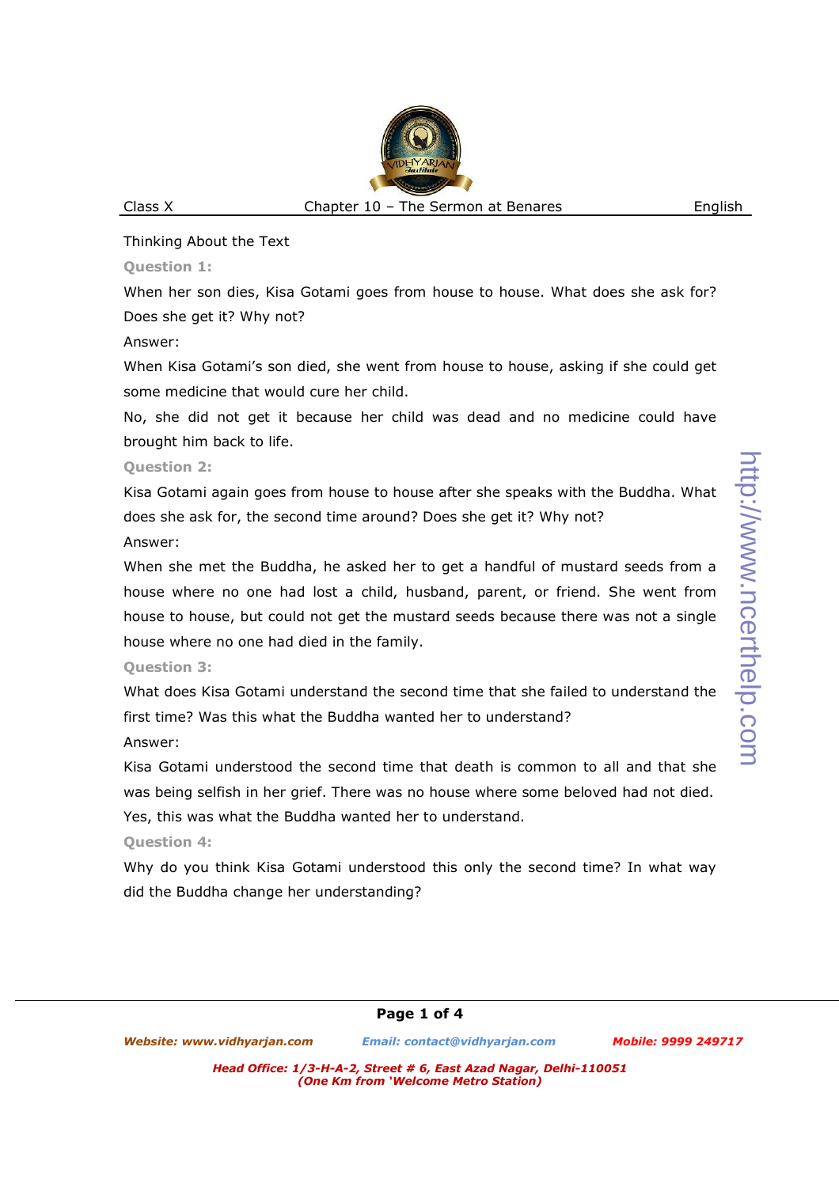Class X — Chapter 10 – The Sermon at Benares — English

## Thinking About the Text

**Question 1:**

When her son dies, Kisa Gotami goes from house to house. What does she ask for? Does she get it? Why not?

Answer:

When Kisa Gotami's son died, she went from house to house, asking if she could get some medicine that would cure her child.

No, she did not get it because her child was dead and no medicine could have brought him back to life.

**Question 2:**

Kisa Gotami again goes from house to house after she speaks with the Buddha. What does she ask for, the second time around? Does she get it? Why not?

Answer:

When she met the Buddha, he asked her to get a handful of mustard seeds from a house where no one had lost a child, husband, parent, or friend. She went from house to house, but could not get the mustard seeds because there was not a single house where no one had died in the family.

**Question 3:**

What does Kisa Gotami understand the second time that she failed to understand the first time? Was this what the Buddha wanted her to understand?

Answer:

Kisa Gotami understood the second time that death is common to all and that she was being selfish in her grief. There was no house where some beloved had not died. Yes, this was what the Buddha wanted her to understand.

**Question 4:**

Why do you think Kisa Gotami understood this only the second time? In what way did the Buddha change her understanding?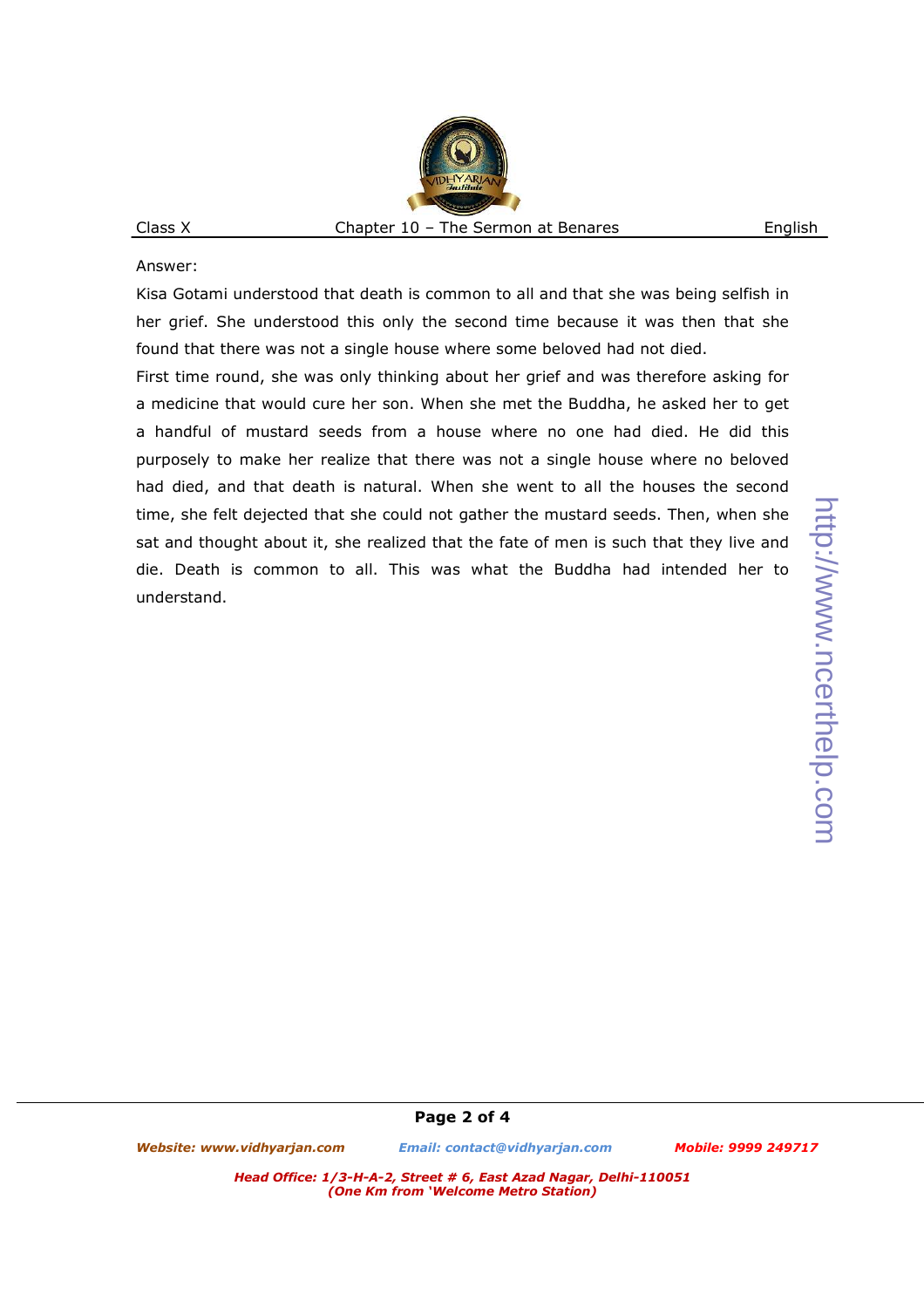Answer:

Kisa Gotami understood that death is common to all and that she was being selfish in her grief. She understood this only the second time because it was then that she found that there was not a single house where some beloved had not died.

First time round, she was only thinking about her grief and was therefore asking for a medicine that would cure her son. When she met the Buddha, he asked her to get a handful of mustard seeds from a house where no one had died. He did this purposely to make her realize that there was not a single house where no beloved had died, and that death is natural. When she went to all the houses the second time, she felt dejected that she could not gather the mustard seeds. Then, when she sat and thought about it, she realized that the fate of men is such that they live and die. Death is common to all. This was what the Buddha had intended her to understand.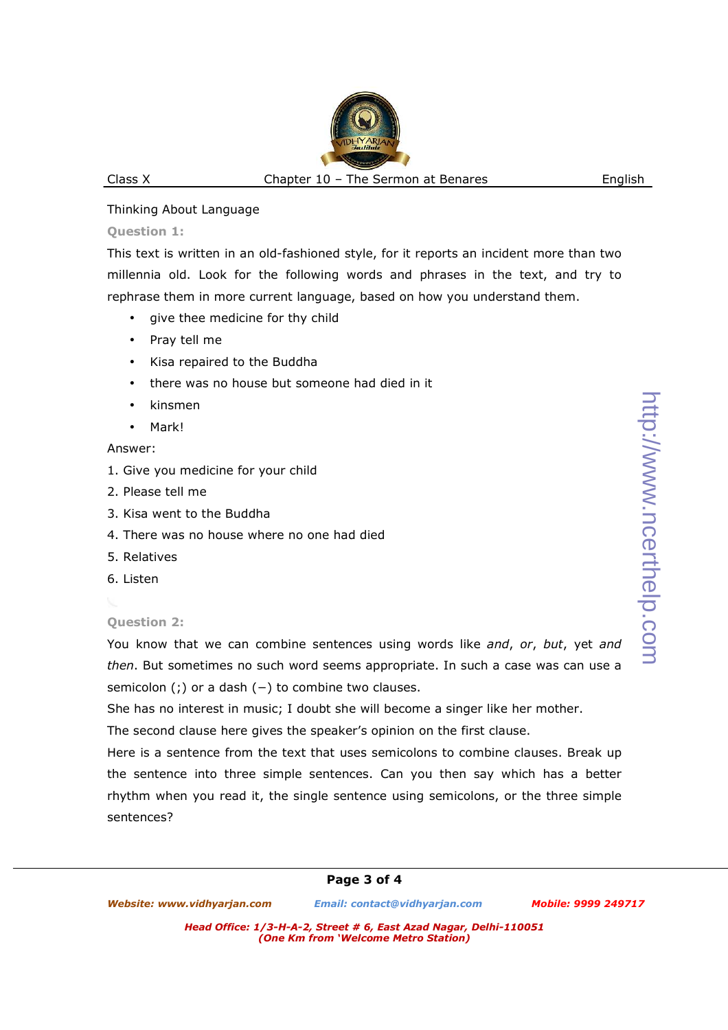Thinking About Language

**Question 1:**

This text is written in an old-fashioned style, for it reports an incident more than two millennia old. Look for the following words and phrases in the text, and try to rephrase them in more current language, based on how you understand them.

- give thee medicine for thy child
- Pray tell me
- Kisa repaired to the Buddha
- there was no house but someone had died in it
- kinsmen
- Mark!

Answer:

1. Give you medicine for your child
2. Please tell me
3. Kisa went to the Buddha
4. There was no house where no one had died
5. Relatives
6. Listen

**Question 2:**

You know that we can combine sentences using words like *and*, *or*, *but*, yet *and then*. But sometimes no such word seems appropriate. In such a case was can use a semicolon (;) or a dash (−) to combine two clauses.

She has no interest in music; I doubt she will become a singer like her mother.

The second clause here gives the speaker's opinion on the first clause.

Here is a sentence from the text that uses semicolons to combine clauses. Break up the sentence into three simple sentences. Can you then say which has a better rhythm when you read it, the single sentence using semicolons, or the three simple sentences?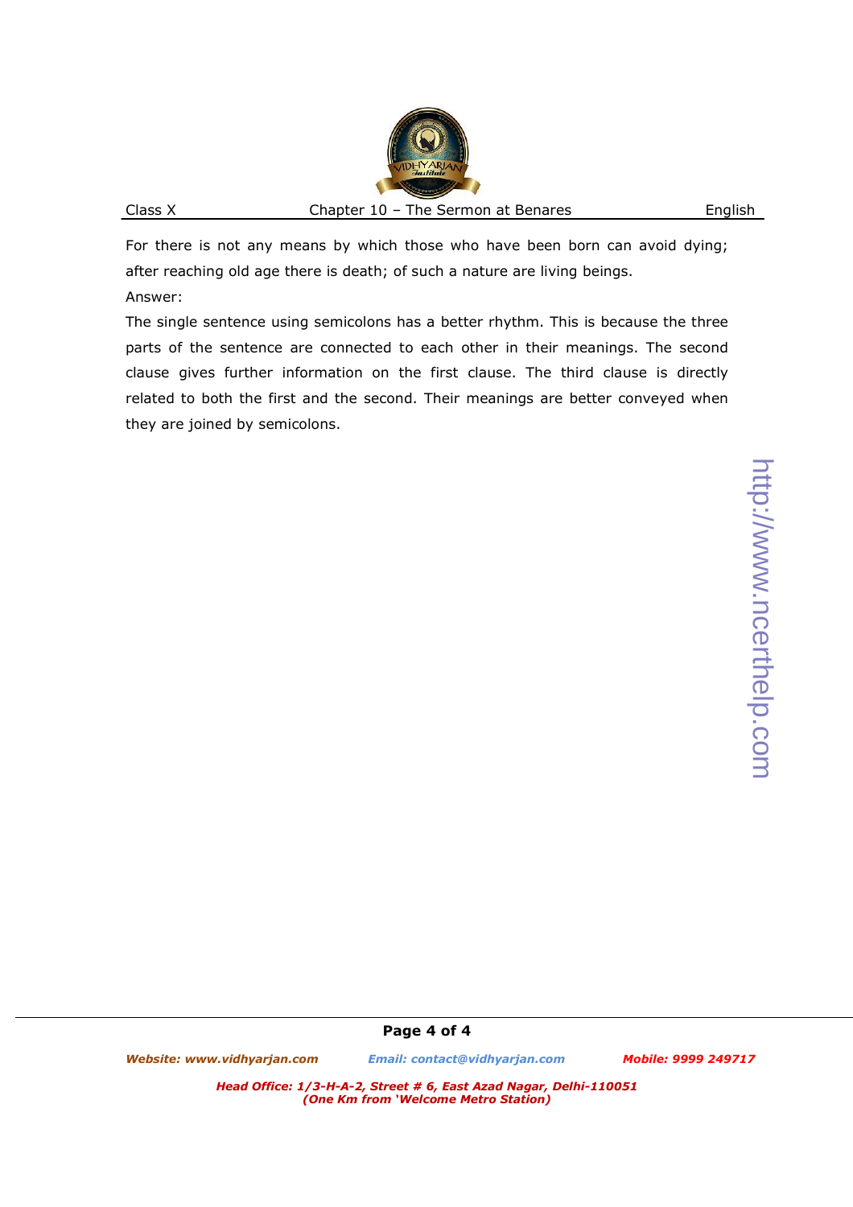For there is not any means by which those who have been born can avoid dying; after reaching old age there is death; of such a nature are living beings.

Answer:

The single sentence using semicolons has a better rhythm. This is because the three parts of the sentence are connected to each other in their meanings. The second clause gives further information on the first clause. The third clause is directly related to both the first and the second. Their meanings are better conveyed when they are joined by semicolons.